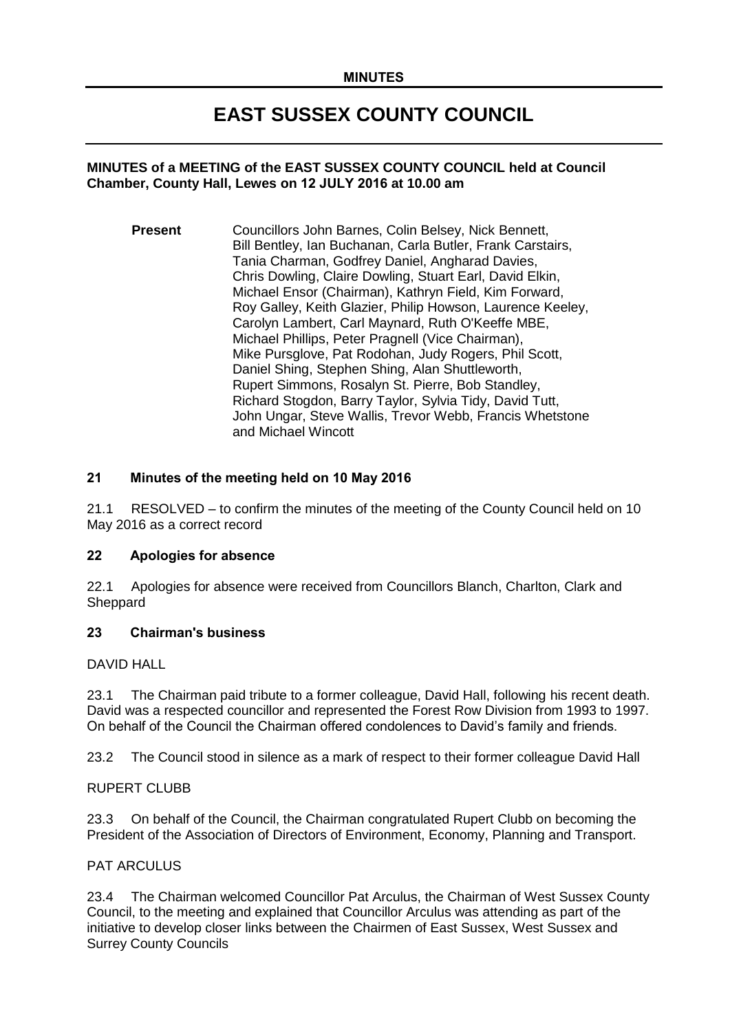**MINUTES**

# EAST SUSSEX COUNTY COUNCIL

**MINUTES of a MEETING of the EAST SUSSEX COUNTY COUNCIL held at Council Chamber, County Hall, Lewes on 12 JULY 2016 at 10.00 am**

**Present** Councillors John Barnes, Colin Belsey, Nick Bennett, Bill Bentley, Ian Buchanan, Carla Butler, Frank Carstairs, Tania Charman, Godfrey Daniel, Angharad Davies, Chris Dowling, Claire Dowling, Stuart Earl, David Elkin, Michael Ensor (Chairman), Kathryn Field, Kim Forward, Roy Galley, Keith Glazier, Philip Howson, Laurence Keeley, Carolyn Lambert, Carl Maynard, Ruth O'Keeffe MBE, Michael Phillips, Peter Pragnell (Vice Chairman), Mike Pursglove, Pat Rodohan, Judy Rogers, Phil Scott, Daniel Shing, Stephen Shing, Alan Shuttleworth, Rupert Simmons, Rosalyn St. Pierre, Bob Standley, Richard Stogdon, Barry Taylor, Sylvia Tidy, David Tutt, John Ungar, Steve Wallis, Trevor Webb, Francis Whetstone and Michael Wincott

## 21 Minutes of the meeting held on 10 May 2016

21.1 RESOLVED – to confirm the minutes of the meeting of the County Council held on 10 May 2016 as a correct record

## 22 Apologies for absence

22.1 Apologies for absence were received from Councillors Blanch, Charlton, Clark and Sheppard

## 23 Chairman's business

DAVID HALL

23.1 The Chairman paid tribute to a former colleague, David Hall, following his recent death. David was a respected councillor and represented the Forest Row Division from 1993 to 1997. On behalf of the Council the Chairman offered condolences to David's family and friends.

23.2 The Council stood in silence as a mark of respect to their former colleague David Hall

RUPERT CLUBB

23.3 On behalf of the Council, the Chairman congratulated Rupert Clubb on becoming the President of the Association of Directors of Environment, Economy, Planning and Transport.

PAT ARCULUS

23.4 The Chairman welcomed Councillor Pat Arculus, the Chairman of West Sussex County Council, to the meeting and explained that Councillor Arculus was attending as part of the initiative to develop closer links between the Chairmen of East Sussex, West Sussex and Surrey County Councils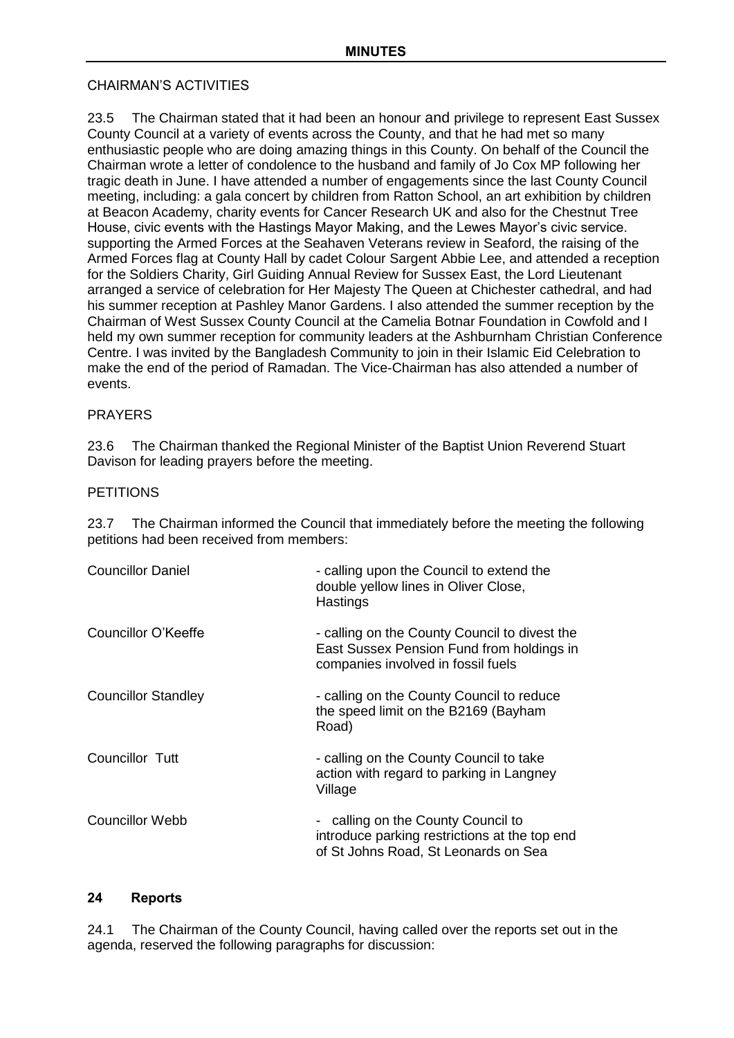CHAIRMAN'S ACTIVITIES

23.5 The Chairman stated that it had been an honour and privilege to represent East Sussex County Council at a variety of events across the County, and that he had met so many enthusiastic people who are doing amazing things in this County. On behalf of the Council the Chairman wrote a letter of condolence to the husband and family of Jo Cox MP following her tragic death in June. I have attended a number of engagements since the last County Council meeting, including: a gala concert by children from Ratton School, an art exhibition by children at Beacon Academy, charity events for Cancer Research UK and also for the Chestnut Tree House, civic events with the Hastings Mayor Making, and the Lewes Mayor's civic service. supporting the Armed Forces at the Seahaven Veterans review in Seaford, the raising of the Armed Forces flag at County Hall by cadet Colour Sargent Abbie Lee, and attended a reception for the Soldiers Charity, Girl Guiding Annual Review for Sussex East, the Lord Lieutenant arranged a service of celebration for Her Majesty The Queen at Chichester cathedral, and had his summer reception at Pashley Manor Gardens. I also attended the summer reception by the Chairman of West Sussex County Council at the Camelia Botnar Foundation in Cowfold and I held my own summer reception for community leaders at the Ashburnham Christian Conference Centre. I was invited by the Bangladesh Community to join in their Islamic Eid Celebration to make the end of the period of Ramadan. The Vice-Chairman has also attended a number of events.

PRAYERS

23.6 The Chairman thanked the Regional Minister of the Baptist Union Reverend Stuart Davison for leading prayers before the meeting.

PETITIONS

23.7 The Chairman informed the Council that immediately before the meeting the following petitions had been received from members:

| | |
|---|---|
| Councillor Daniel | - calling upon the Council to extend the double yellow lines in Oliver Close, Hastings |
| Councillor O'Keeffe | - calling on the County Council to divest the East Sussex Pension Fund from holdings in companies involved in fossil fuels |
| Councillor Standley | - calling on the County Council to reduce the speed limit on the B2169 (Bayham Road) |
| Councillor Tutt | - calling on the County Council to take action with regard to parking in Langney Village |
| Councillor Webb | - calling on the County Council to introduce parking restrictions at the top end of St Johns Road, St Leonards on Sea |

**24 Reports**

24.1 The Chairman of the County Council, having called over the reports set out in the agenda, reserved the following paragraphs for discussion: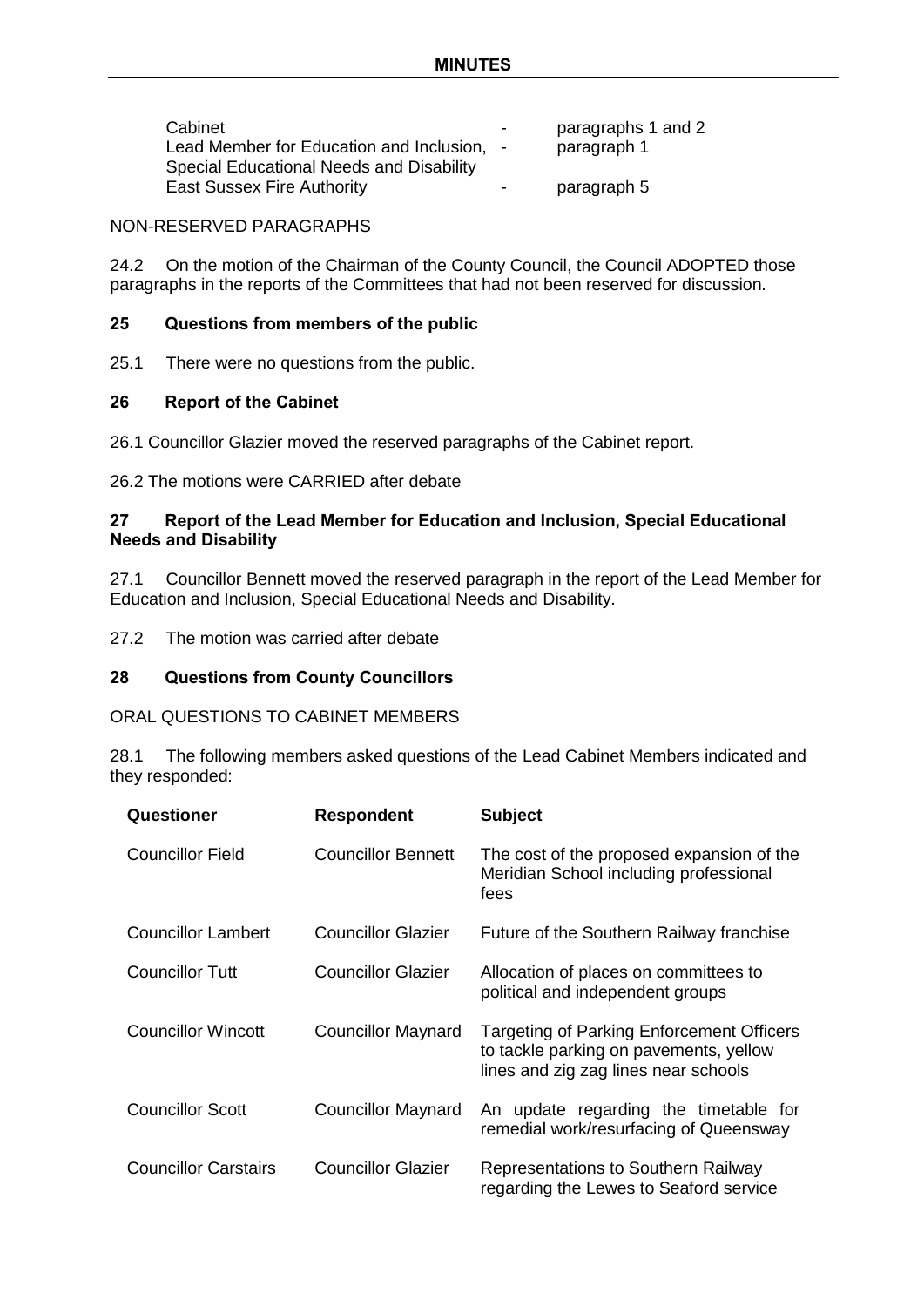| | | |
|---|---|---|
| Cabinet | - | paragraphs 1 and 2 |
| Lead Member for Education and Inclusion, Special Educational Needs and Disability | - | paragraph 1 |
| East Sussex Fire Authority | - | paragraph 5 |

NON-RESERVED PARAGRAPHS

24.2 On the motion of the Chairman of the County Council, the Council ADOPTED those paragraphs in the reports of the Committees that had not been reserved for discussion.

## 25 Questions from members of the public

25.1 There were no questions from the public.

## 26 Report of the Cabinet

26.1 Councillor Glazier moved the reserved paragraphs of the Cabinet report.

26.2 The motions were CARRIED after debate

## 27 Report of the Lead Member for Education and Inclusion, Special Educational Needs and Disability

27.1 Councillor Bennett moved the reserved paragraph in the report of the Lead Member for Education and Inclusion, Special Educational Needs and Disability.

27.2 The motion was carried after debate

## 28 Questions from County Councillors

ORAL QUESTIONS TO CABINET MEMBERS

28.1 The following members asked questions of the Lead Cabinet Members indicated and they responded:

| Questioner | Respondent | Subject |
|---|---|---|
| Councillor Field | Councillor Bennett | The cost of the proposed expansion of the Meridian School including professional fees |
| Councillor Lambert | Councillor Glazier | Future of the Southern Railway franchise |
| Councillor Tutt | Councillor Glazier | Allocation of places on committees to political and independent groups |
| Councillor Wincott | Councillor Maynard | Targeting of Parking Enforcement Officers to tackle parking on pavements, yellow lines and zig zag lines near schools |
| Councillor Scott | Councillor Maynard | An update regarding the timetable for remedial work/resurfacing of Queensway |
| Councillor Carstairs | Councillor Glazier | Representations to Southern Railway regarding the Lewes to Seaford service |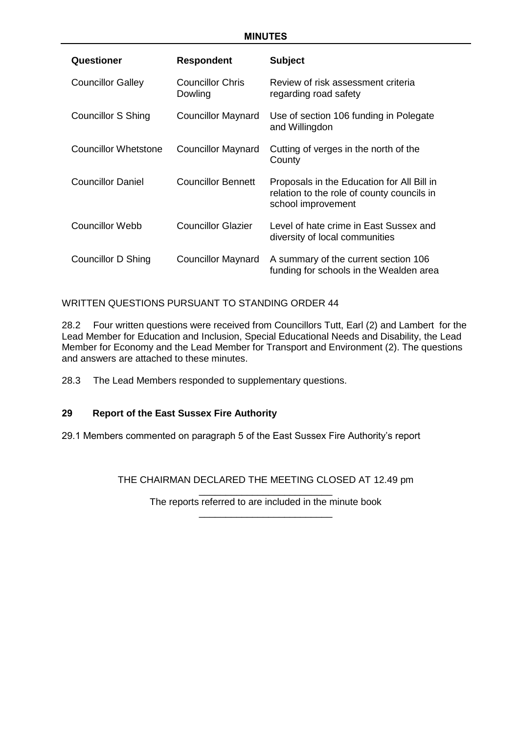| Questioner | Respondent | Subject |
|---|---|---|
| Councillor Galley | Councillor Chris Dowling | Review of risk assessment criteria regarding road safety |
| Councillor S Shing | Councillor Maynard | Use of section 106 funding in Polegate and Willingdon |
| Councillor Whetstone | Councillor Maynard | Cutting of verges in the north of the County |
| Councillor Daniel | Councillor Bennett | Proposals in the Education for All Bill in relation to the role of county councils in school improvement |
| Councillor Webb | Councillor Glazier | Level of hate crime in East Sussex and diversity of local communities |
| Councillor D Shing | Councillor Maynard | A summary of the current section 106 funding for schools in the Wealden area |

WRITTEN QUESTIONS PURSUANT TO STANDING ORDER 44

28.2 Four written questions were received from Councillors Tutt, Earl (2) and Lambert for the Lead Member for Education and Inclusion, Special Educational Needs and Disability, the Lead Member for Economy and the Lead Member for Transport and Environment (2). The questions and answers are attached to these minutes.

28.3 The Lead Members responded to supplementary questions.

## 29 Report of the East Sussex Fire Authority

29.1 Members commented on paragraph 5 of the East Sussex Fire Authority's report

THE CHAIRMAN DECLARED THE MEETING CLOSED AT 12.49 pm

The reports referred to are included in the minute book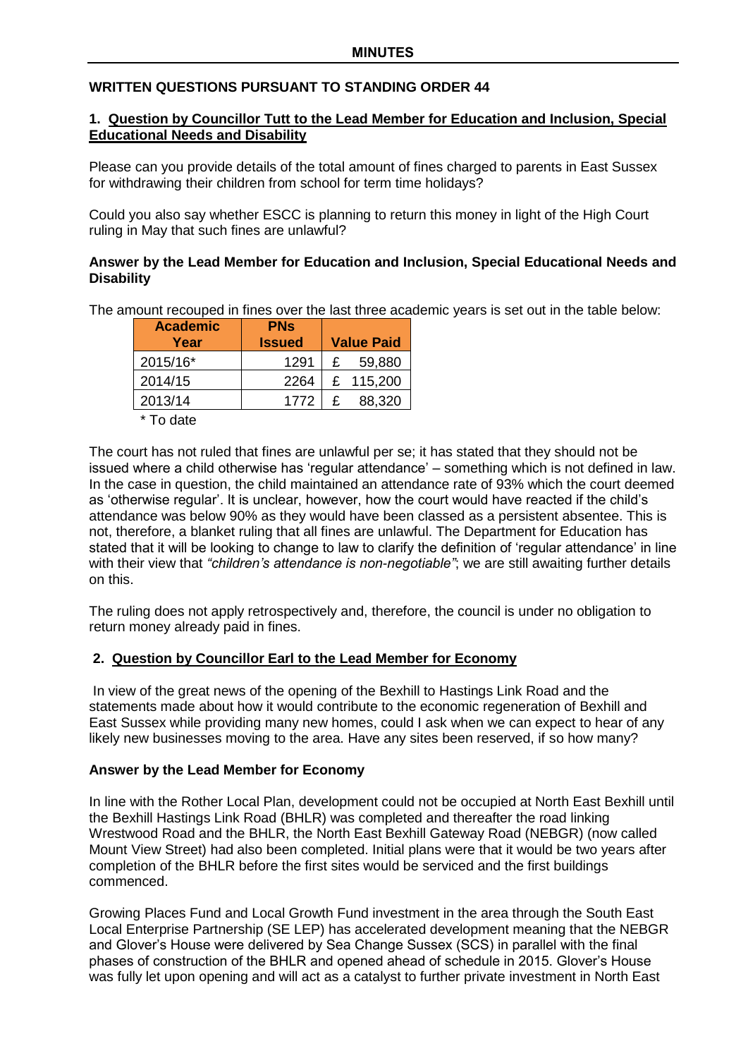## MINUTES

### WRITTEN QUESTIONS PURSUANT TO STANDING ORDER 44

**1. <u>Question by Councillor Tutt to the Lead Member for Education and Inclusion, Special Educational Needs and Disability</u>**

Please can you provide details of the total amount of fines charged to parents in East Sussex for withdrawing their children from school for term time holidays?

Could you also say whether ESCC is planning to return this money in light of the High Court ruling in May that such fines are unlawful?

**Answer by the Lead Member for Education and Inclusion, Special Educational Needs and Disability**

The amount recouped in fines over the last three academic years is set out in the table below:

| Academic Year | PNs Issued | Value Paid |
|---|---|---|
| 2015/16* | 1291 | £ 59,880 |
| 2014/15 | 2264 | £ 115,200 |
| 2013/14 | 1772 | £ 88,320 |

\* To date

The court has not ruled that fines are unlawful per se; it has stated that they should not be issued where a child otherwise has 'regular attendance' – something which is not defined in law. In the case in question, the child maintained an attendance rate of 93% which the court deemed as 'otherwise regular'. It is unclear, however, how the court would have reacted if the child's attendance was below 90% as they would have been classed as a persistent absentee. This is not, therefore, a blanket ruling that all fines are unlawful. The Department for Education has stated that it will be looking to change to law to clarify the definition of 'regular attendance' in line with their view that *"children's attendance is non-negotiable"*; we are still awaiting further details on this.

The ruling does not apply retrospectively and, therefore, the council is under no obligation to return money already paid in fines.

**2. <u>Question by Councillor Earl to the Lead Member for Economy</u>**

In view of the great news of the opening of the Bexhill to Hastings Link Road and the statements made about how it would contribute to the economic regeneration of Bexhill and East Sussex while providing many new homes, could I ask when we can expect to hear of any likely new businesses moving to the area. Have any sites been reserved, if so how many?

**Answer by the Lead Member for Economy**

In line with the Rother Local Plan, development could not be occupied at North East Bexhill until the Bexhill Hastings Link Road (BHLR) was completed and thereafter the road linking Wrestwood Road and the BHLR, the North East Bexhill Gateway Road (NEBGR) (now called Mount View Street) had also been completed. Initial plans were that it would be two years after completion of the BHLR before the first sites would be serviced and the first buildings commenced.

Growing Places Fund and Local Growth Fund investment in the area through the South East Local Enterprise Partnership (SE LEP) has accelerated development meaning that the NEBGR and Glover's House were delivered by Sea Change Sussex (SCS) in parallel with the final phases of construction of the BHLR and opened ahead of schedule in 2015. Glover's House was fully let upon opening and will act as a catalyst to further private investment in North East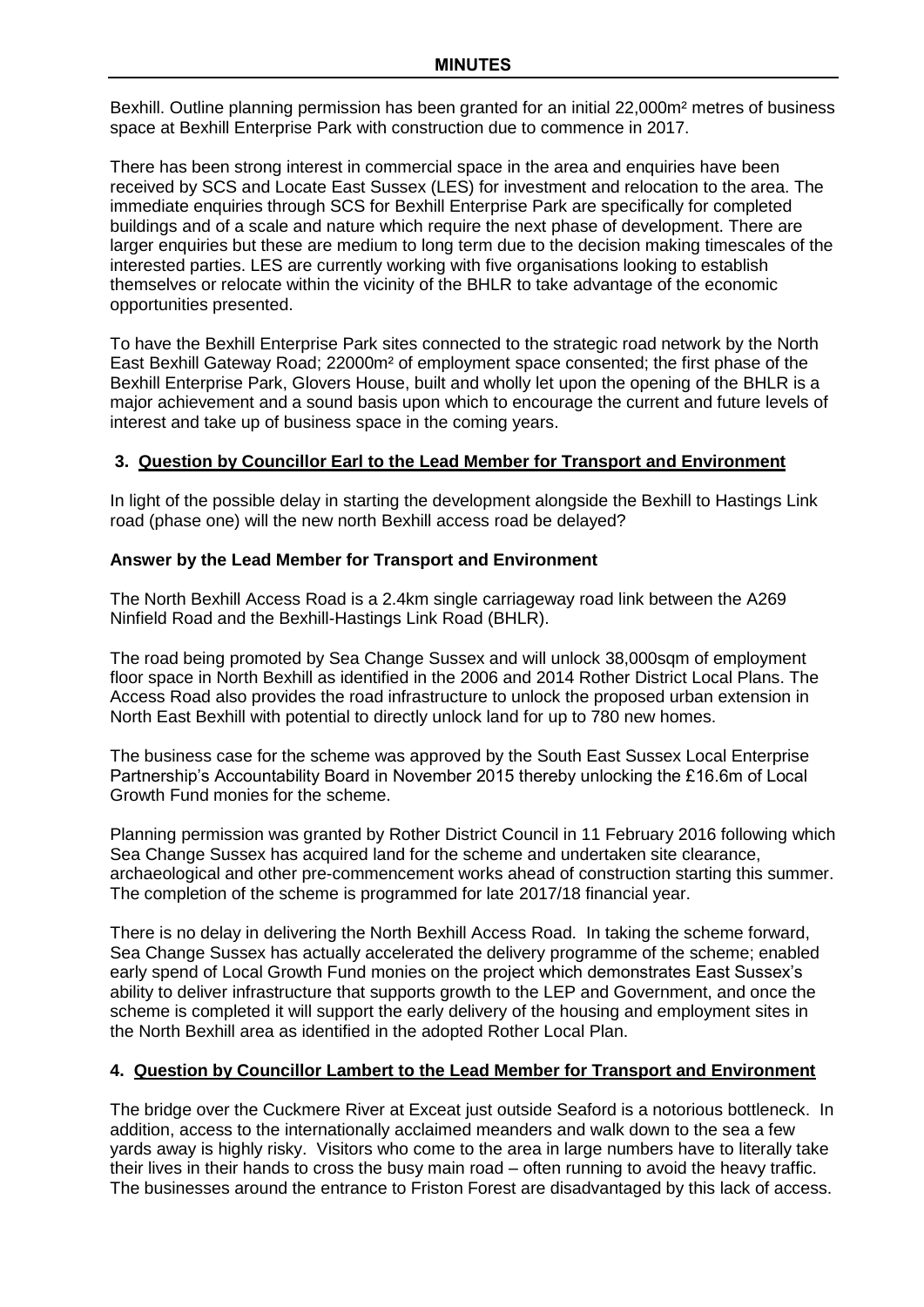Bexhill. Outline planning permission has been granted for an initial 22,000m² metres of business space at Bexhill Enterprise Park with construction due to commence in 2017.

There has been strong interest in commercial space in the area and enquiries have been received by SCS and Locate East Sussex (LES) for investment and relocation to the area. The immediate enquiries through SCS for Bexhill Enterprise Park are specifically for completed buildings and of a scale and nature which require the next phase of development. There are larger enquiries but these are medium to long term due to the decision making timescales of the interested parties. LES are currently working with five organisations looking to establish themselves or relocate within the vicinity of the BHLR to take advantage of the economic opportunities presented.

To have the Bexhill Enterprise Park sites connected to the strategic road network by the North East Bexhill Gateway Road; 22000m² of employment space consented; the first phase of the Bexhill Enterprise Park, Glovers House, built and wholly let upon the opening of the BHLR is a major achievement and a sound basis upon which to encourage the current and future levels of interest and take up of business space in the coming years.

### 3. Question by Councillor Earl to the Lead Member for Transport and Environment

In light of the possible delay in starting the development alongside the Bexhill to Hastings Link road (phase one) will the new north Bexhill access road be delayed?

**Answer by the Lead Member for Transport and Environment**

The North Bexhill Access Road is a 2.4km single carriageway road link between the A269 Ninfield Road and the Bexhill-Hastings Link Road (BHLR).

The road being promoted by Sea Change Sussex and will unlock 38,000sqm of employment floor space in North Bexhill as identified in the 2006 and 2014 Rother District Local Plans. The Access Road also provides the road infrastructure to unlock the proposed urban extension in North East Bexhill with potential to directly unlock land for up to 780 new homes.

The business case for the scheme was approved by the South East Sussex Local Enterprise Partnership's Accountability Board in November 2015 thereby unlocking the £16.6m of Local Growth Fund monies for the scheme.

Planning permission was granted by Rother District Council in 11 February 2016 following which Sea Change Sussex has acquired land for the scheme and undertaken site clearance, archaeological and other pre-commencement works ahead of construction starting this summer. The completion of the scheme is programmed for late 2017/18 financial year.

There is no delay in delivering the North Bexhill Access Road. In taking the scheme forward, Sea Change Sussex has actually accelerated the delivery programme of the scheme; enabled early spend of Local Growth Fund monies on the project which demonstrates East Sussex's ability to deliver infrastructure that supports growth to the LEP and Government, and once the scheme is completed it will support the early delivery of the housing and employment sites in the North Bexhill area as identified in the adopted Rother Local Plan.

### 4. Question by Councillor Lambert to the Lead Member for Transport and Environment

The bridge over the Cuckmere River at Exceat just outside Seaford is a notorious bottleneck. In addition, access to the internationally acclaimed meanders and walk down to the sea a few yards away is highly risky. Visitors who come to the area in large numbers have to literally take their lives in their hands to cross the busy main road – often running to avoid the heavy traffic. The businesses around the entrance to Friston Forest are disadvantaged by this lack of access.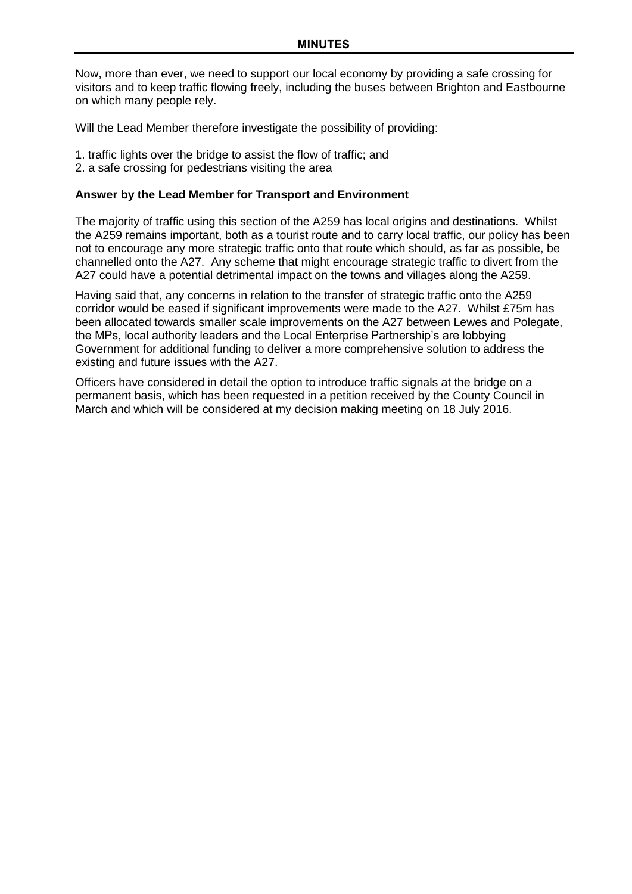Now, more than ever, we need to support our local economy by providing a safe crossing for visitors and to keep traffic flowing freely, including the buses between Brighton and Eastbourne on which many people rely.

Will the Lead Member therefore investigate the possibility of providing:

1. traffic lights over the bridge to assist the flow of traffic; and
2. a safe crossing for pedestrians visiting the area

**Answer by the Lead Member for Transport and Environment**

The majority of traffic using this section of the A259 has local origins and destinations. Whilst the A259 remains important, both as a tourist route and to carry local traffic, our policy has been not to encourage any more strategic traffic onto that route which should, as far as possible, be channelled onto the A27. Any scheme that might encourage strategic traffic to divert from the A27 could have a potential detrimental impact on the towns and villages along the A259.

Having said that, any concerns in relation to the transfer of strategic traffic onto the A259 corridor would be eased if significant improvements were made to the A27. Whilst £75m has been allocated towards smaller scale improvements on the A27 between Lewes and Polegate, the MPs, local authority leaders and the Local Enterprise Partnership's are lobbying Government for additional funding to deliver a more comprehensive solution to address the existing and future issues with the A27.

Officers have considered in detail the option to introduce traffic signals at the bridge on a permanent basis, which has been requested in a petition received by the County Council in March and which will be considered at my decision making meeting on 18 July 2016.